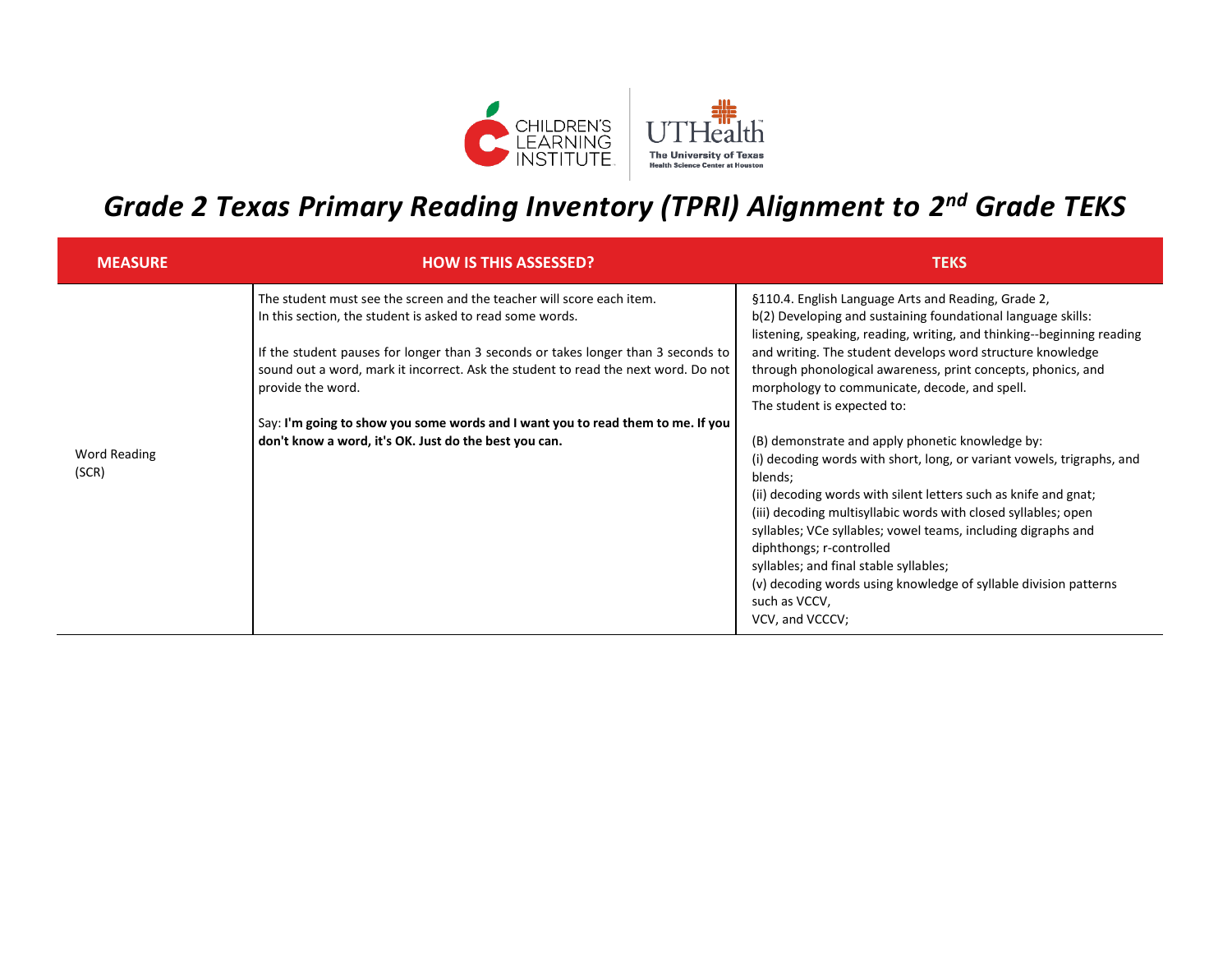# *Grade 2 Texas Primary Reading Inventory (TPRI) Alignment to 2nd Grade TEKS*

| MEASURE | HOW IS THIS ASSESSED? | TEKS |
| --- | --- | --- |
| Word Reading (SCR) | The student must see the screen and the teacher will score each item. In this section, the student is asked to read some words.<br><br>If the student pauses for longer than 3 seconds or takes longer than 3 seconds to sound out a word, mark it incorrect. Ask the student to read the next word. Do not provide the word.<br><br>Say: **I'm going to show you some words and I want you to read them to me. If you don't know a word, it's OK. Just do the best you can.** | §110.4. English Language Arts and Reading, Grade 2, b(2) Developing and sustaining foundational language skills: listening, speaking, reading, writing, and thinking--beginning reading and writing. The student develops word structure knowledge through phonological awareness, print concepts, phonics, and morphology to communicate, decode, and spell. The student is expected to:<br><br>(B) demonstrate and apply phonetic knowledge by:<br>(i) decoding words with short, long, or variant vowels, trigraphs, and blends;<br>(ii) decoding words with silent letters such as knife and gnat;<br>(iii) decoding multisyllabic words with closed syllables; open syllables; VCe syllables; vowel teams, including digraphs and diphthongs; r-controlled syllables; and final stable syllables;<br>(v) decoding words using knowledge of syllable division patterns such as VCCV, VCV, and VCCCV; |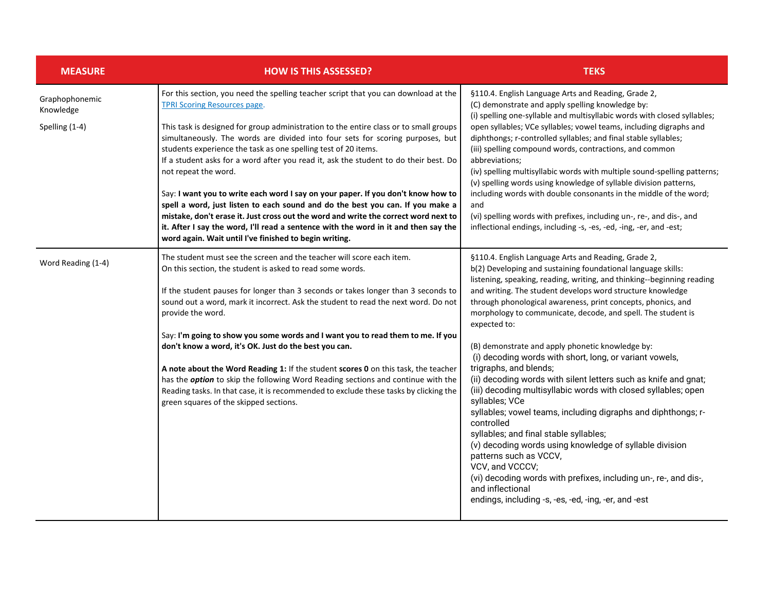| MEASURE | HOW IS THIS ASSESSED? | TEKS |
|---|---|---|
| Graphophonemic Knowledge<br><br>Spelling (1-4) | For this section, you need the spelling teacher script that you can download at the [TPRI Scoring Resources page](TPRI Scoring Resources page).<br><br>This task is designed for group administration to the entire class or to small groups simultaneously. The words are divided into four sets for scoring purposes, but students experience the task as one spelling test of 20 items.<br>If a student asks for a word after you read it, ask the student to do their best. Do not repeat the word.<br><br>Say: **I want you to write each word I say on your paper. If you don't know how to spell a word, just listen to each sound and do the best you can. If you make a mistake, don't erase it. Just cross out the word and write the correct word next to it. After I say the word, I'll read a sentence with the word in it and then say the word again. Wait until I've finished to begin writing.** | §110.4. English Language Arts and Reading, Grade 2,<br>(C) demonstrate and apply spelling knowledge by:<br>(i) spelling one-syllable and multisyllabic words with closed syllables; open syllables; VCe syllables; vowel teams, including digraphs and diphthongs; r-controlled syllables; and final stable syllables;<br>(iii) spelling compound words, contractions, and common abbreviations;<br>(iv) spelling multisyllabic words with multiple sound-spelling patterns;<br>(v) spelling words using knowledge of syllable division patterns, including words with double consonants in the middle of the word; and<br>(vi) spelling words with prefixes, including un-, re-, and dis-, and inflectional endings, including -s, -es, -ed, -ing, -er, and -est; |
| Word Reading (1-4) | The student must see the screen and the teacher will score each item.<br>On this section, the student is asked to read some words.<br><br>If the student pauses for longer than 3 seconds or takes longer than 3 seconds to sound out a word, mark it incorrect. Ask the student to read the next word. Do not provide the word.<br><br>Say: **I'm going to show you some words and I want you to read them to me. If you don't know a word, it's OK. Just do the best you can.**<br><br>**A note about the Word Reading 1:** If the student **scores 0** on this task, the teacher has the ***option*** to skip the following Word Reading sections and continue with the Reading tasks. In that case, it is recommended to exclude these tasks by clicking the green squares of the skipped sections. | §110.4. English Language Arts and Reading, Grade 2,<br>b(2) Developing and sustaining foundational language skills: listening, speaking, reading, writing, and thinking--beginning reading and writing. The student develops word structure knowledge through phonological awareness, print concepts, phonics, and morphology to communicate, decode, and spell. The student is expected to:<br><br>(B) demonstrate and apply phonetic knowledge by:<br>(i) decoding words with short, long, or variant vowels, trigraphs, and blends;<br>(ii) decoding words with silent letters such as knife and gnat;<br>(iii) decoding multisyllabic words with closed syllables; open syllables; VCe syllables; vowel teams, including digraphs and diphthongs; r-controlled syllables; and final stable syllables;<br>(v) decoding words using knowledge of syllable division patterns such as VCCV, VCV, and VCCCV;<br>(vi) decoding words with prefixes, including un-, re-, and dis-, and inflectional endings, including -s, -es, -ed, -ing, -er, and -est |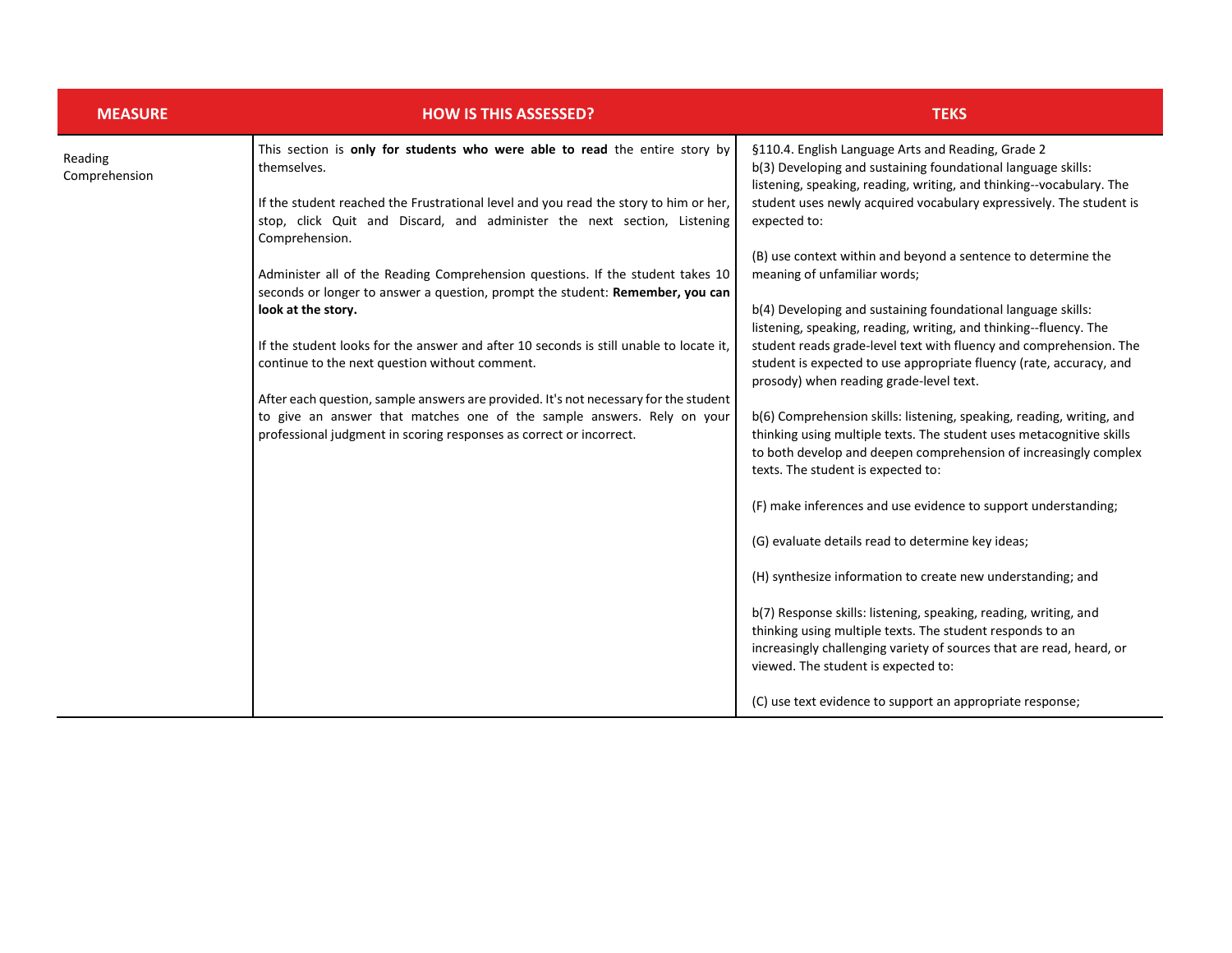| MEASURE | HOW IS THIS ASSESSED? | TEKS |
|---|---|---|
| Reading Comprehension | This section is **only for students who were able to read** the entire story by themselves.<br><br>If the student reached the Frustrational level and you read the story to him or her, stop, click Quit and Discard, and administer the next section, Listening Comprehension.<br><br>Administer all of the Reading Comprehension questions. If the student takes 10 seconds or longer to answer a question, prompt the student: **Remember, you can look at the story.**<br><br>If the student looks for the answer and after 10 seconds is still unable to locate it, continue to the next question without comment.<br><br>After each question, sample answers are provided. It's not necessary for the student to give an answer that matches one of the sample answers. Rely on your professional judgment in scoring responses as correct or incorrect. | §110.4. English Language Arts and Reading, Grade 2<br>b(3) Developing and sustaining foundational language skills: listening, speaking, reading, writing, and thinking--vocabulary. The student uses newly acquired vocabulary expressively. The student is expected to:<br><br>(B) use context within and beyond a sentence to determine the meaning of unfamiliar words;<br><br>b(4) Developing and sustaining foundational language skills: listening, speaking, reading, writing, and thinking--fluency. The student reads grade-level text with fluency and comprehension. The student is expected to use appropriate fluency (rate, accuracy, and prosody) when reading grade-level text.<br><br>b(6) Comprehension skills: listening, speaking, reading, writing, and thinking using multiple texts. The student uses metacognitive skills to both develop and deepen comprehension of increasingly complex texts. The student is expected to:<br><br>(F) make inferences and use evidence to support understanding;<br><br>(G) evaluate details read to determine key ideas;<br><br>(H) synthesize information to create new understanding; and<br><br>b(7) Response skills: listening, speaking, reading, writing, and thinking using multiple texts. The student responds to an increasingly challenging variety of sources that are read, heard, or viewed. The student is expected to:<br><br>(C) use text evidence to support an appropriate response; |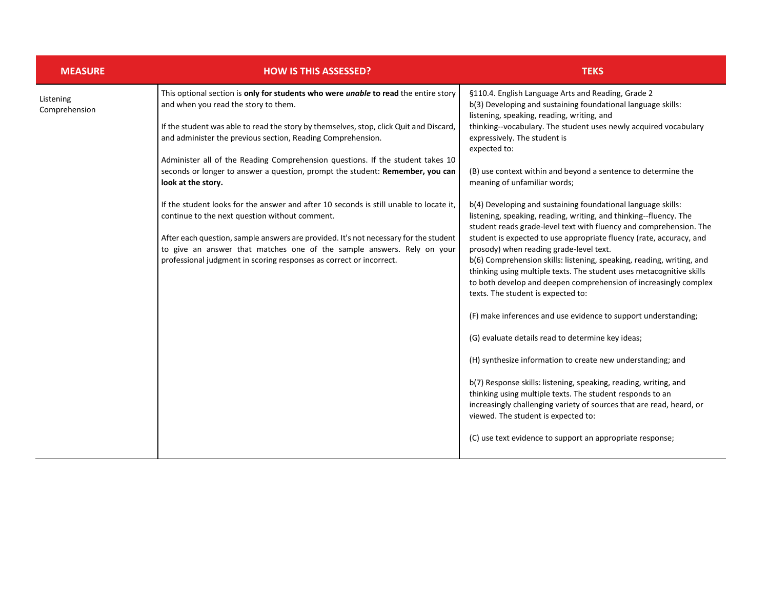| MEASURE | HOW IS THIS ASSESSED? | TEKS |
|---|---|---|
| Listening Comprehension | This optional section is **only for students who were *unable* to read** the entire story and when you read the story to them.<br><br>If the student was able to read the story by themselves, stop, click Quit and Discard, and administer the previous section, Reading Comprehension.<br><br>Administer all of the Reading Comprehension questions. If the student takes 10 seconds or longer to answer a question, prompt the student: **Remember, you can look at the story.**<br><br>If the student looks for the answer and after 10 seconds is still unable to locate it, continue to the next question without comment.<br><br>After each question, sample answers are provided. It's not necessary for the student to give an answer that matches one of the sample answers. Rely on your professional judgment in scoring responses as correct or incorrect. | §110.4. English Language Arts and Reading, Grade 2<br>b(3) Developing and sustaining foundational language skills: listening, speaking, reading, writing, and thinking--vocabulary. The student uses newly acquired vocabulary expressively. The student is expected to:<br><br>(B) use context within and beyond a sentence to determine the meaning of unfamiliar words;<br><br>b(4) Developing and sustaining foundational language skills: listening, speaking, reading, writing, and thinking--fluency. The student reads grade-level text with fluency and comprehension. The student is expected to use appropriate fluency (rate, accuracy, and prosody) when reading grade-level text.<br>b(6) Comprehension skills: listening, speaking, reading, writing, and thinking using multiple texts. The student uses metacognitive skills to both develop and deepen comprehension of increasingly complex texts. The student is expected to:<br><br>(F) make inferences and use evidence to support understanding;<br><br>(G) evaluate details read to determine key ideas;<br><br>(H) synthesize information to create new understanding; and<br><br>b(7) Response skills: listening, speaking, reading, writing, and thinking using multiple texts. The student responds to an increasingly challenging variety of sources that are read, heard, or viewed. The student is expected to:<br><br>(C) use text evidence to support an appropriate response; |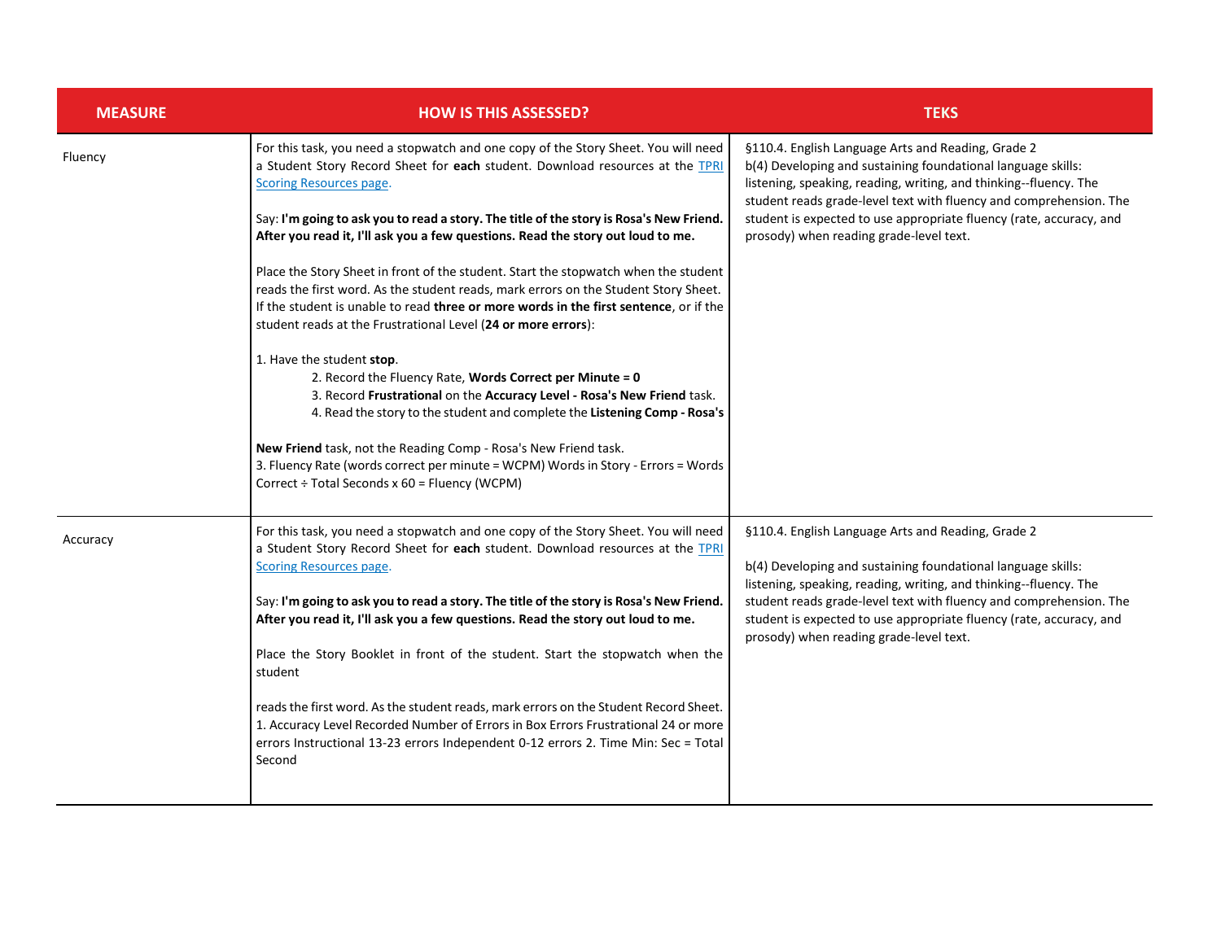| MEASURE | HOW IS THIS ASSESSED? | TEKS |
|---|---|---|
| Fluency | For this task, you need a stopwatch and one copy of the Story Sheet. You will need a Student Story Record Sheet for **each** student. Download resources at the [TPRI Scoring Resources page](). <br><br> Say: **I'm going to ask you to read a story. The title of the story is Rosa's New Friend. After you read it, I'll ask you a few questions. Read the story out loud to me.** <br><br> Place the Story Sheet in front of the student. Start the stopwatch when the student reads the first word. As the student reads, mark errors on the Student Story Sheet. If the student is unable to read **three or more words in the first sentence**, or if the student reads at the Frustrational Level (**24 or more errors**): <br><br> 1. Have the student **stop**. <br> 2. Record the Fluency Rate, **Words Correct per Minute = 0** <br> 3. Record **Frustrational** on the **Accuracy Level - Rosa's New Friend** task. <br> 4. Read the story to the student and complete the **Listening Comp - Rosa's** <br><br> **New Friend** task, not the Reading Comp - Rosa's New Friend task. <br> 3. Fluency Rate (words correct per minute = WCPM) Words in Story - Errors = Words Correct ÷ Total Seconds x 60 = Fluency (WCPM) | §110.4. English Language Arts and Reading, Grade 2 <br> b(4) Developing and sustaining foundational language skills: listening, speaking, reading, writing, and thinking--fluency. The student reads grade-level text with fluency and comprehension. The student is expected to use appropriate fluency (rate, accuracy, and prosody) when reading grade-level text. |
| Accuracy | For this task, you need a stopwatch and one copy of the Story Sheet. You will need a Student Story Record Sheet for **each** student. Download resources at the [TPRI Scoring Resources page](). <br><br> Say: **I'm going to ask you to read a story. The title of the story is Rosa's New Friend. After you read it, I'll ask you a few questions. Read the story out loud to me.** <br><br> Place the Story Booklet in front of the student. Start the stopwatch when the student <br><br> reads the first word. As the student reads, mark errors on the Student Record Sheet. 1. Accuracy Level Recorded Number of Errors in Box Errors Frustrational 24 or more errors Instructional 13-23 errors Independent 0-12 errors 2. Time Min: Sec = Total Second | §110.4. English Language Arts and Reading, Grade 2 <br><br> b(4) Developing and sustaining foundational language skills: listening, speaking, reading, writing, and thinking--fluency. The student reads grade-level text with fluency and comprehension. The student is expected to use appropriate fluency (rate, accuracy, and prosody) when reading grade-level text. |